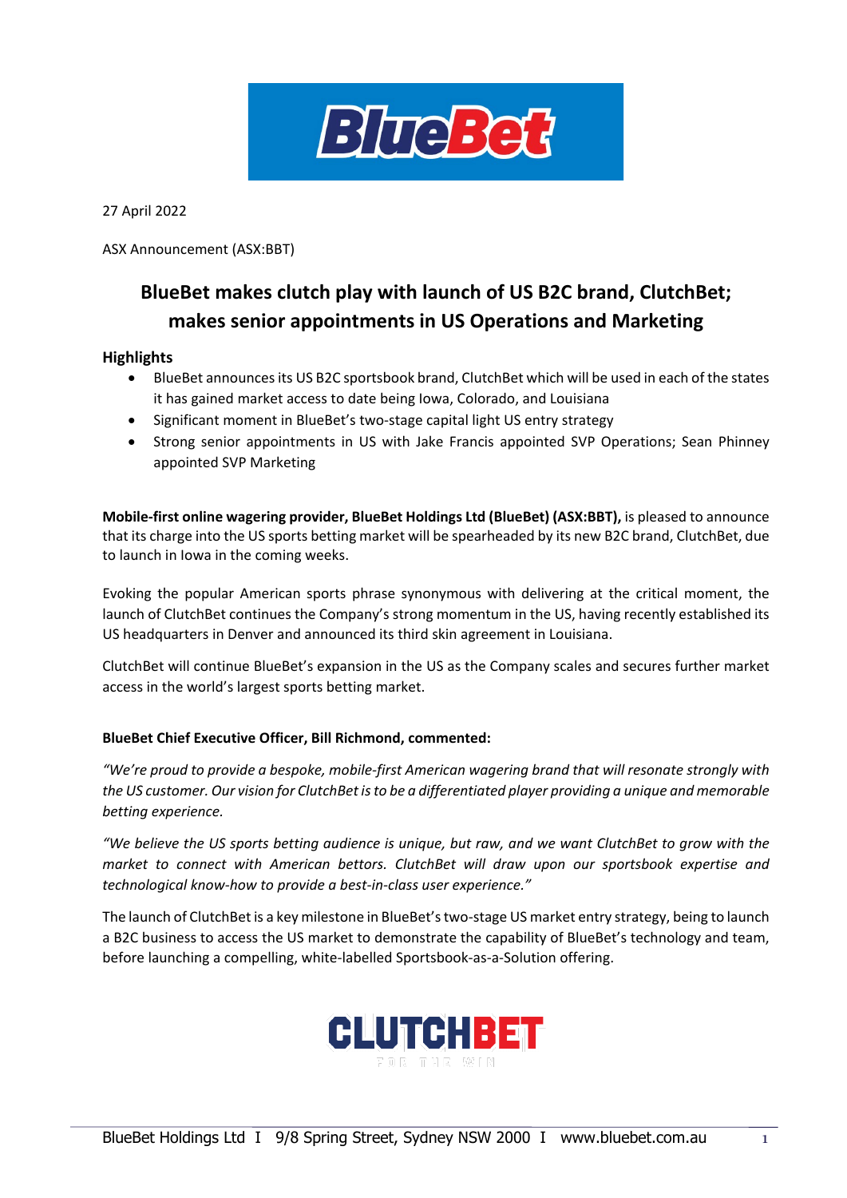27 April 2022

ASX Announcement (ASX:BBT)

# BlueBet makes clutch play with launch of US B2C brand, ClutchBet; makes senior appointments in US Operations and Marketing

## Highlights

- BlueBet announces its US B2C sportsbook brand, ClutchBet which will be used in each of the states it has gained market access to date being Iowa, Colorado, and Louisiana
- Significant moment in BlueBet's two-stage capital light US entry strategy
- Strong senior appointments in US with Jake Francis appointed SVP Operations; Sean Phinney appointed SVP Marketing

**Mobile-first online wagering provider, BlueBet Holdings Ltd (BlueBet) (ASX:BBT),** is pleased to announce that its charge into the US sports betting market will be spearheaded by its new B2C brand, ClutchBet, due to launch in Iowa in the coming weeks.

Evoking the popular American sports phrase synonymous with delivering at the critical moment, the launch of ClutchBet continues the Company's strong momentum in the US, having recently established its US headquarters in Denver and announced its third skin agreement in Louisiana.

ClutchBet will continue BlueBet's expansion in the US as the Company scales and secures further market access in the world's largest sports betting market.

**BlueBet Chief Executive Officer, Bill Richmond, commented:**

*"We're proud to provide a bespoke, mobile-first American wagering brand that will resonate strongly with the US customer. Our vision for ClutchBet is to be a differentiated player providing a unique and memorable betting experience.*

*"We believe the US sports betting audience is unique, but raw, and we want ClutchBet to grow with the market to connect with American bettors. ClutchBet will draw upon our sportsbook expertise and technological know-how to provide a best-in-class user experience."*

The launch of ClutchBet is a key milestone in BlueBet's two-stage US market entry strategy, being to launch a B2C business to access the US market to demonstrate the capability of BlueBet's technology and team, before launching a compelling, white-labelled Sportsbook-as-a-Solution offering.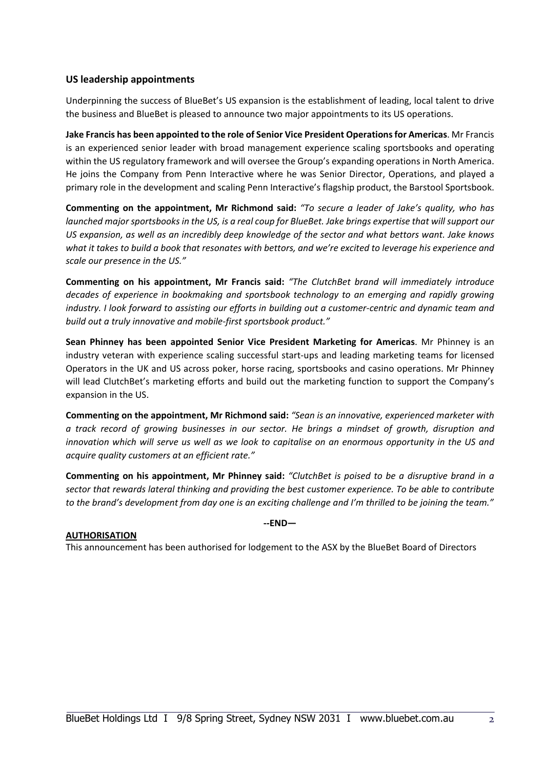## US leadership appointments

Underpinning the success of BlueBet's US expansion is the establishment of leading, local talent to drive the business and BlueBet is pleased to announce two major appointments to its US operations.

**Jake Francis has been appointed to the role of Senior Vice President Operations for Americas**. Mr Francis is an experienced senior leader with broad management experience scaling sportsbooks and operating within the US regulatory framework and will oversee the Group's expanding operations in North America. He joins the Company from Penn Interactive where he was Senior Director, Operations, and played a primary role in the development and scaling Penn Interactive's flagship product, the Barstool Sportsbook.

**Commenting on the appointment, Mr Richmond said:** *"To secure a leader of Jake's quality, who has launched major sportsbooks in the US, is a real coup for BlueBet. Jake brings expertise that will support our US expansion, as well as an incredibly deep knowledge of the sector and what bettors want. Jake knows what it takes to build a book that resonates with bettors, and we're excited to leverage his experience and scale our presence in the US."*

**Commenting on his appointment, Mr Francis said:** *"The ClutchBet brand will immediately introduce decades of experience in bookmaking and sportsbook technology to an emerging and rapidly growing industry. I look forward to assisting our efforts in building out a customer-centric and dynamic team and build out a truly innovative and mobile-first sportsbook product."*

**Sean Phinney has been appointed Senior Vice President Marketing for Americas**. Mr Phinney is an industry veteran with experience scaling successful start-ups and leading marketing teams for licensed Operators in the UK and US across poker, horse racing, sportsbooks and casino operations. Mr Phinney will lead ClutchBet's marketing efforts and build out the marketing function to support the Company's expansion in the US.

**Commenting on the appointment, Mr Richmond said:** *"Sean is an innovative, experienced marketer with a track record of growing businesses in our sector. He brings a mindset of growth, disruption and innovation which will serve us well as we look to capitalise on an enormous opportunity in the US and acquire quality customers at an efficient rate."*

**Commenting on his appointment, Mr Phinney said:** *"ClutchBet is poised to be a disruptive brand in a sector that rewards lateral thinking and providing the best customer experience. To be able to contribute to the brand's development from day one is an exciting challenge and I'm thrilled to be joining the team."*

**--END—**

**AUTHORISATION**

This announcement has been authorised for lodgement to the ASX by the BlueBet Board of Directors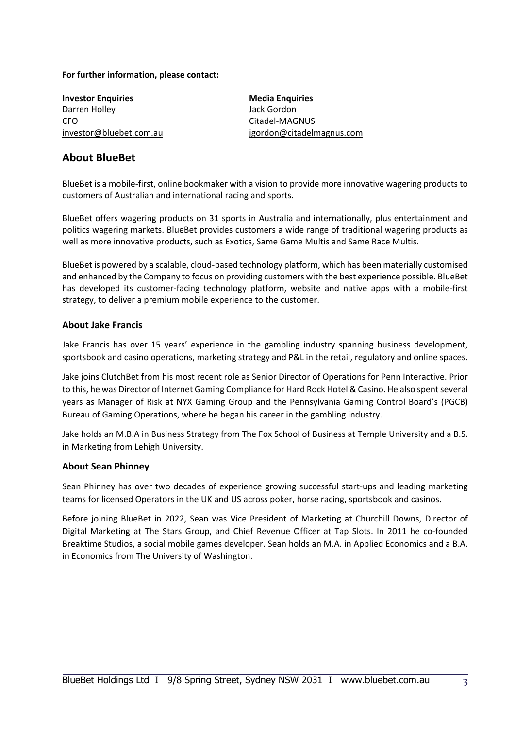**For further information, please contact:**

**Investor Enquiries**
Darren Holley
CFO
investor@bluebet.com.au

**Media Enquiries**
Jack Gordon
Citadel-MAGNUS
jgordon@citadelmagnus.com

## About BlueBet

BlueBet is a mobile-first, online bookmaker with a vision to provide more innovative wagering products to customers of Australian and international racing and sports.

BlueBet offers wagering products on 31 sports in Australia and internationally, plus entertainment and politics wagering markets. BlueBet provides customers a wide range of traditional wagering products as well as more innovative products, such as Exotics, Same Game Multis and Same Race Multis.

BlueBet is powered by a scalable, cloud-based technology platform, which has been materially customised and enhanced by the Company to focus on providing customers with the best experience possible. BlueBet has developed its customer-facing technology platform, website and native apps with a mobile-first strategy, to deliver a premium mobile experience to the customer.

### About Jake Francis

Jake Francis has over 15 years' experience in the gambling industry spanning business development, sportsbook and casino operations, marketing strategy and P&L in the retail, regulatory and online spaces.

Jake joins ClutchBet from his most recent role as Senior Director of Operations for Penn Interactive. Prior to this, he was Director of Internet Gaming Compliance for Hard Rock Hotel & Casino. He also spent several years as Manager of Risk at NYX Gaming Group and the Pennsylvania Gaming Control Board's (PGCB) Bureau of Gaming Operations, where he began his career in the gambling industry.

Jake holds an M.B.A in Business Strategy from The Fox School of Business at Temple University and a B.S. in Marketing from Lehigh University.

### About Sean Phinney

Sean Phinney has over two decades of experience growing successful start-ups and leading marketing teams for licensed Operators in the UK and US across poker, horse racing, sportsbook and casinos.

Before joining BlueBet in 2022, Sean was Vice President of Marketing at Churchill Downs, Director of Digital Marketing at The Stars Group, and Chief Revenue Officer at Tap Slots. In 2011 he co-founded Breaktime Studios, a social mobile games developer. Sean holds an M.A. in Applied Economics and a B.A. in Economics from The University of Washington.